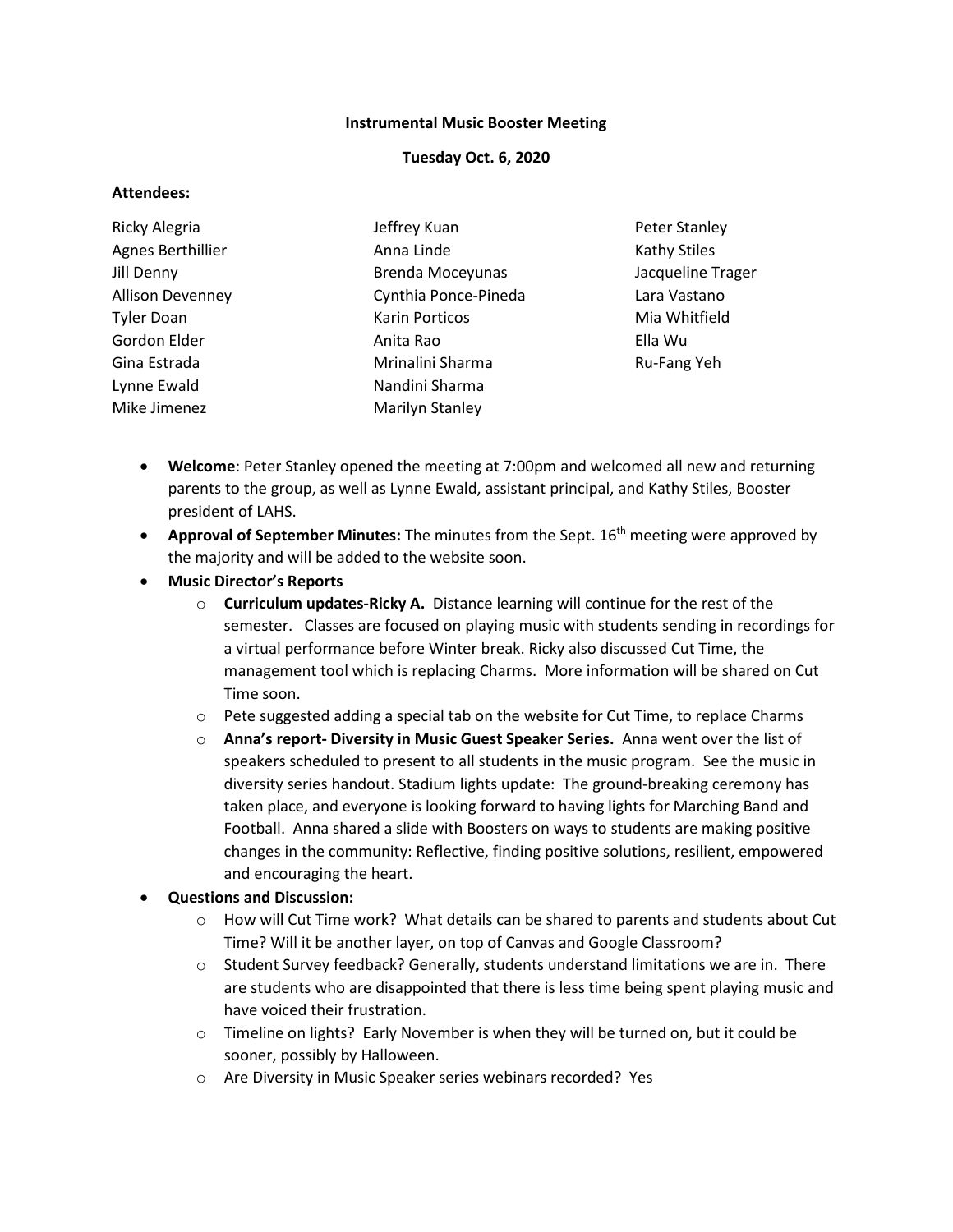**Instrumental Music Booster Meeting**

**Tuesday Oct. 6, 2020**

**Attendees:**

Ricky Alegria
Agnes Berthillier
Jill Denny
Allison Devenney
Tyler Doan
Gordon Elder
Gina Estrada
Lynne Ewald
Mike Jimenez
Jeffrey Kuan
Anna Linde
Brenda Moceyunas
Cynthia Ponce-Pineda
Karin Porticos
Anita Rao
Mrinalini Sharma
Nandini Sharma
Marilyn Stanley
Peter Stanley
Kathy Stiles
Jacqueline Trager
Lara Vastano
Mia Whitfield
Ella Wu
Ru-Fang Yeh

- **Welcome**: Peter Stanley opened the meeting at 7:00pm and welcomed all new and returning parents to the group, as well as Lynne Ewald, assistant principal, and Kathy Stiles, Booster president of LAHS.
- **Approval of September Minutes:** The minutes from the Sept. 16th meeting were approved by the majority and will be added to the website soon.
- **Music Director's Reports**
  - **Curriculum updates-Ricky A.** Distance learning will continue for the rest of the semester. Classes are focused on playing music with students sending in recordings for a virtual performance before Winter break. Ricky also discussed Cut Time, the management tool which is replacing Charms. More information will be shared on Cut Time soon.
  - Pete suggested adding a special tab on the website for Cut Time, to replace Charms
  - **Anna's report- Diversity in Music Guest Speaker Series.** Anna went over the list of speakers scheduled to present to all students in the music program. See the music in diversity series handout. Stadium lights update: The ground-breaking ceremony has taken place, and everyone is looking forward to having lights for Marching Band and Football. Anna shared a slide with Boosters on ways to students are making positive changes in the community: Reflective, finding positive solutions, resilient, empowered and encouraging the heart.
- **Questions and Discussion:**
  - How will Cut Time work? What details can be shared to parents and students about Cut Time? Will it be another layer, on top of Canvas and Google Classroom?
  - Student Survey feedback? Generally, students understand limitations we are in. There are students who are disappointed that there is less time being spent playing music and have voiced their frustration.
  - Timeline on lights? Early November is when they will be turned on, but it could be sooner, possibly by Halloween.
  - Are Diversity in Music Speaker series webinars recorded? Yes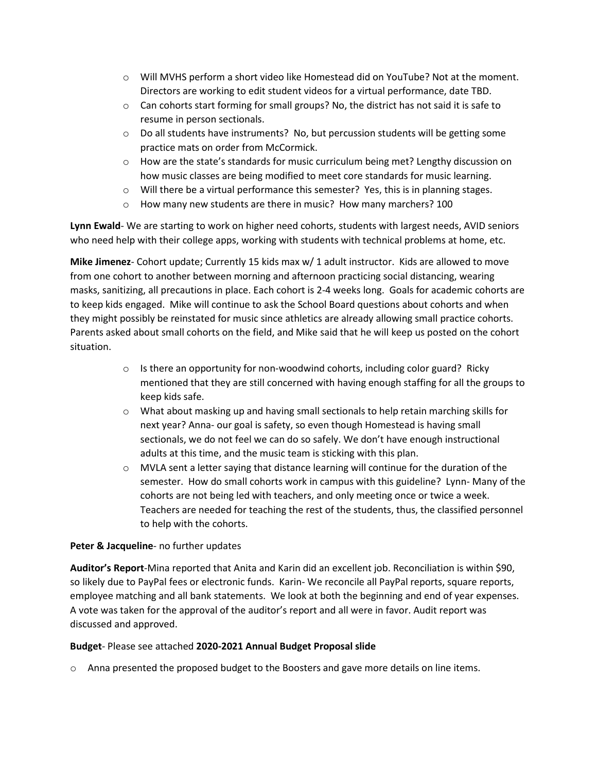- Will MVHS perform a short video like Homestead did on YouTube? Not at the moment. Directors are working to edit student videos for a virtual performance, date TBD.
- Can cohorts start forming for small groups? No, the district has not said it is safe to resume in person sectionals.
- Do all students have instruments? No, but percussion students will be getting some practice mats on order from McCormick.
- How are the state's standards for music curriculum being met? Lengthy discussion on how music classes are being modified to meet core standards for music learning.
- Will there be a virtual performance this semester? Yes, this is in planning stages.
- How many new students are there in music? How many marchers? 100

**Lynn Ewald**- We are starting to work on higher need cohorts, students with largest needs, AVID seniors who need help with their college apps, working with students with technical problems at home, etc.

**Mike Jimenez**- Cohort update; Currently 15 kids max w/ 1 adult instructor. Kids are allowed to move from one cohort to another between morning and afternoon practicing social distancing, wearing masks, sanitizing, all precautions in place. Each cohort is 2-4 weeks long. Goals for academic cohorts are to keep kids engaged. Mike will continue to ask the School Board questions about cohorts and when they might possibly be reinstated for music since athletics are already allowing small practice cohorts. Parents asked about small cohorts on the field, and Mike said that he will keep us posted on the cohort situation.

- Is there an opportunity for non-woodwind cohorts, including color guard? Ricky mentioned that they are still concerned with having enough staffing for all the groups to keep kids safe.
- What about masking up and having small sectionals to help retain marching skills for next year? Anna- our goal is safety, so even though Homestead is having small sectionals, we do not feel we can do so safely. We don't have enough instructional adults at this time, and the music team is sticking with this plan.
- MVLA sent a letter saying that distance learning will continue for the duration of the semester. How do small cohorts work in campus with this guideline? Lynn- Many of the cohorts are not being led with teachers, and only meeting once or twice a week. Teachers are needed for teaching the rest of the students, thus, the classified personnel to help with the cohorts.

**Peter & Jacqueline**- no further updates

**Auditor's Report**-Mina reported that Anita and Karin did an excellent job. Reconciliation is within $90, so likely due to PayPal fees or electronic funds. Karin- We reconcile all PayPal reports, square reports, employee matching and all bank statements. We look at both the beginning and end of year expenses. A vote was taken for the approval of the auditor's report and all were in favor. Audit report was discussed and approved.

**Budget**- Please see attached **2020-2021 Annual Budget Proposal slide**

- Anna presented the proposed budget to the Boosters and gave more details on line items.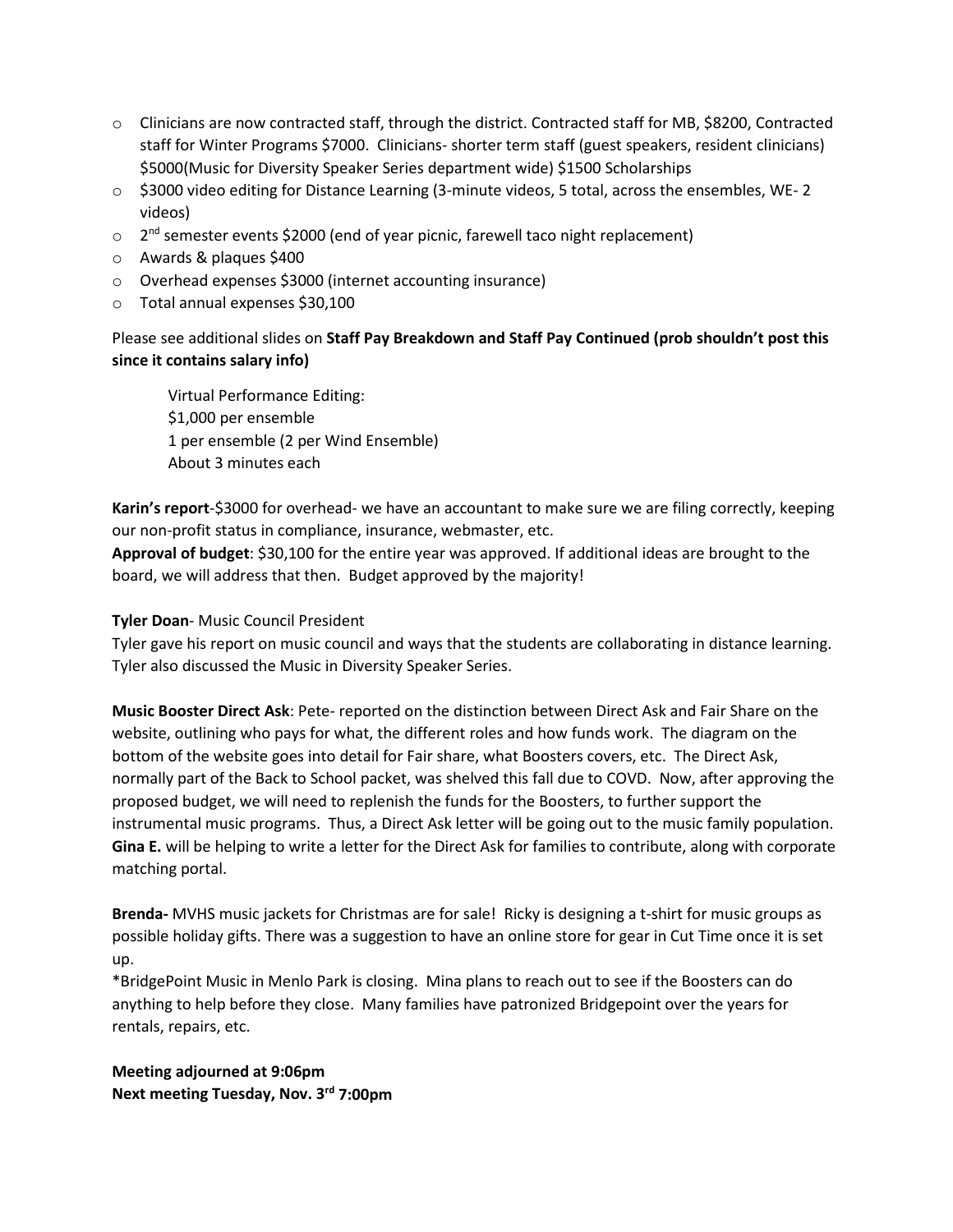- Clinicians are now contracted staff, through the district. Contracted staff for MB, $8200, Contracted staff for Winter Programs $7000. Clinicians- shorter term staff (guest speakers, resident clinicians) $5000(Music for Diversity Speaker Series department wide) $1500 Scholarships
- $3000 video editing for Distance Learning (3-minute videos, 5 total, across the ensembles, WE- 2 videos)
- 2nd semester events $2000 (end of year picnic, farewell taco night replacement)
- Awards & plaques $400
- Overhead expenses $3000 (internet accounting insurance)
- Total annual expenses $30,100

Please see additional slides on **Staff Pay Breakdown and Staff Pay Continued (prob shouldn't post this since it contains salary info)**

> Virtual Performance Editing:
> $1,000 per ensemble
> 1 per ensemble (2 per Wind Ensemble)
> About 3 minutes each

**Karin's report**-$3000 for overhead- we have an accountant to make sure we are filing correctly, keeping our non-profit status in compliance, insurance, webmaster, etc.
**Approval of budget**: $30,100 for the entire year was approved. If additional ideas are brought to the board, we will address that then. Budget approved by the majority!

**Tyler Doan**- Music Council President
Tyler gave his report on music council and ways that the students are collaborating in distance learning. Tyler also discussed the Music in Diversity Speaker Series.

**Music Booster Direct Ask**: Pete- reported on the distinction between Direct Ask and Fair Share on the website, outlining who pays for what, the different roles and how funds work. The diagram on the bottom of the website goes into detail for Fair share, what Boosters covers, etc. The Direct Ask, normally part of the Back to School packet, was shelved this fall due to COVD. Now, after approving the proposed budget, we will need to replenish the funds for the Boosters, to further support the instrumental music programs. Thus, a Direct Ask letter will be going out to the music family population. **Gina E.** will be helping to write a letter for the Direct Ask for families to contribute, along with corporate matching portal.

**Brenda-** MVHS music jackets for Christmas are for sale! Ricky is designing a t-shirt for music groups as possible holiday gifts. There was a suggestion to have an online store for gear in Cut Time once it is set up.
*BridgePoint Music in Menlo Park is closing. Mina plans to reach out to see if the Boosters can do anything to help before they close. Many families have patronized Bridgepoint over the years for rentals, repairs, etc.

**Meeting adjourned at 9:06pm**
**Next meeting Tuesday, Nov. 3rd 7:00pm**